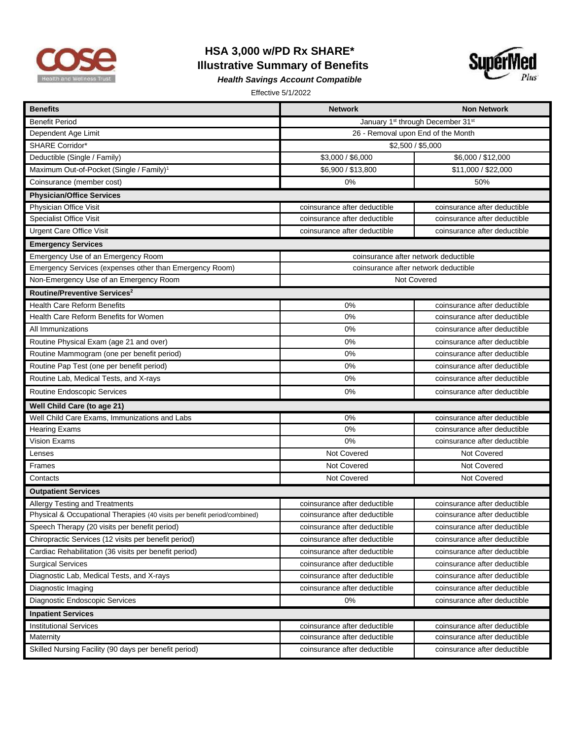# HSA 3,000 w/PD Rx SHARE*

## Illustrative Summary of Benefits

***Health Savings Account Compatible***

Effective 5/1/2022

| Benefits | Network | Non Network |
|---|---|---|
| Benefit Period | January 1st through December 31st | |
| Dependent Age Limit | 26 - Removal upon End of the Month | |
| SHARE Corridor* | $2,500 / $5,000 | |
| Deductible (Single / Family) | $3,000 / $6,000 | $6,000 / $12,000 |
| Maximum Out-of-Pocket (Single / Family)[1] | $6,900 / $13,800 | $11,000 / $22,000 |
| Coinsurance (member cost) | 0% | 50% |
| **Physician/Office Services** | | |
| Physician Office Visit | coinsurance after deductible | coinsurance after deductible |
| Specialist Office Visit | coinsurance after deductible | coinsurance after deductible |
| Urgent Care Office Visit | coinsurance after deductible | coinsurance after deductible |
| **Emergency Services** | | |
| Emergency Use of an Emergency Room | coinsurance after network deductible | |
| Emergency Services (expenses other than Emergency Room) | coinsurance after network deductible | |
| Non-Emergency Use of an Emergency Room | Not Covered | |
| **Routine/Preventive Services[2]** | | |
| Health Care Reform Benefits | 0% | coinsurance after deductible |
| Health Care Reform Benefits for Women | 0% | coinsurance after deductible |
| All Immunizations | 0% | coinsurance after deductible |
| Routine Physical Exam (age 21 and over) | 0% | coinsurance after deductible |
| Routine Mammogram (one per benefit period) | 0% | coinsurance after deductible |
| Routine Pap Test (one per benefit period) | 0% | coinsurance after deductible |
| Routine Lab, Medical Tests, and X-rays | 0% | coinsurance after deductible |
| Routine Endoscopic Services | 0% | coinsurance after deductible |
| **Well Child Care (to age 21)** | | |
| Well Child Care Exams, Immunizations and Labs | 0% | coinsurance after deductible |
| Hearing Exams | 0% | coinsurance after deductible |
| Vision Exams | 0% | coinsurance after deductible |
| Lenses | Not Covered | Not Covered |
| Frames | Not Covered | Not Covered |
| Contacts | Not Covered | Not Covered |
| **Outpatient Services** | | |
| Allergy Testing and Treatments | coinsurance after deductible | coinsurance after deductible |
| Physical & Occupational Therapies (40 visits per benefit period/combined) | coinsurance after deductible | coinsurance after deductible |
| Speech Therapy (20 visits per benefit period) | coinsurance after deductible | coinsurance after deductible |
| Chiropractic Services (12 visits per benefit period) | coinsurance after deductible | coinsurance after deductible |
| Cardiac Rehabilitation (36 visits per benefit period) | coinsurance after deductible | coinsurance after deductible |
| Surgical Services | coinsurance after deductible | coinsurance after deductible |
| Diagnostic Lab, Medical Tests, and X-rays | coinsurance after deductible | coinsurance after deductible |
| Diagnostic Imaging | coinsurance after deductible | coinsurance after deductible |
| Diagnostic Endoscopic Services | 0% | coinsurance after deductible |
| **Inpatient Services** | | |
| Institutional Services | coinsurance after deductible | coinsurance after deductible |
| Maternity | coinsurance after deductible | coinsurance after deductible |
| Skilled Nursing Facility (90 days per benefit period) | coinsurance after deductible | coinsurance after deductible |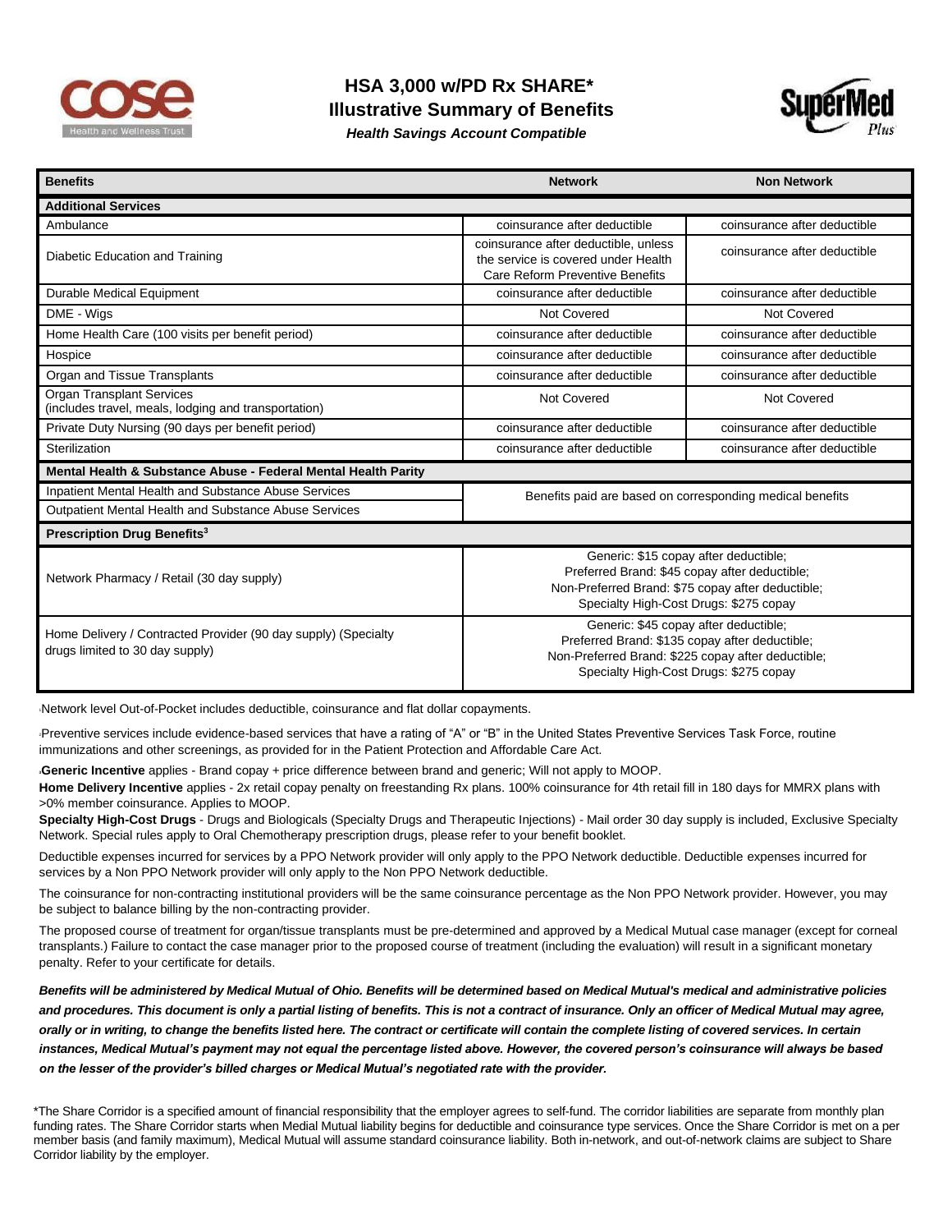# HSA 3,000 w/PD Rx SHARE*
## Illustrative Summary of Benefits
***Health Savings Account Compatible***

| Benefits | Network | Non Network |
|---|---|---|
| **Additional Services** | | |
| Ambulance | coinsurance after deductible | coinsurance after deductible |
| Diabetic Education and Training | coinsurance after deductible, unless the service is covered under Health Care Reform Preventive Benefits | coinsurance after deductible |
| Durable Medical Equipment | coinsurance after deductible | coinsurance after deductible |
| DME - Wigs | Not Covered | Not Covered |
| Home Health Care (100 visits per benefit period) | coinsurance after deductible | coinsurance after deductible |
| Hospice | coinsurance after deductible | coinsurance after deductible |
| Organ and Tissue Transplants | coinsurance after deductible | coinsurance after deductible |
| Organ Transplant Services (includes travel, meals, lodging and transportation) | Not Covered | Not Covered |
| Private Duty Nursing (90 days per benefit period) | coinsurance after deductible | coinsurance after deductible |
| Sterilization | coinsurance after deductible | coinsurance after deductible |
| **Mental Health & Substance Abuse - Federal Mental Health Parity** | | |
| Inpatient Mental Health and Substance Abuse Services | Benefits paid are based on corresponding medical benefits | |
| Outpatient Mental Health and Substance Abuse Services | | |
| **Prescription Drug Benefits[3]** | | |
| Network Pharmacy / Retail (30 day supply) | Generic: $15 copay after deductible; Preferred Brand: $45 copay after deductible; Non-Preferred Brand: $75 copay after deductible; Specialty High-Cost Drugs: $275 copay | |
| Home Delivery / Contracted Provider (90 day supply) (Specialty drugs limited to 30 day supply) | Generic: $45 copay after deductible; Preferred Brand: $135 copay after deductible; Non-Preferred Brand: $225 copay after deductible; Specialty High-Cost Drugs: $275 copay | |

[1] Network level Out-of-Pocket includes deductible, coinsurance and flat dollar copayments.

[2] Preventive services include evidence-based services that have a rating of “A” or “B” in the United States Preventive Services Task Force, routine immunizations and other screenings, as provided for in the Patient Protection and Affordable Care Act.

[3] **Generic Incentive** applies - Brand copay + price difference between brand and generic; Will not apply to MOOP.
**Home Delivery Incentive** applies - 2x retail copay penalty on freestanding Rx plans. 100% coinsurance for 4th retail fill in 180 days for MMRX plans with >0% member coinsurance. Applies to MOOP.
**Specialty High-Cost Drugs** - Drugs and Biologicals (Specialty Drugs and Therapeutic Injections) - Mail order 30 day supply is included, Exclusive Specialty Network. Special rules apply to Oral Chemotherapy prescription drugs, please refer to your benefit booklet.

Deductible expenses incurred for services by a PPO Network provider will only apply to the PPO Network deductible. Deductible expenses incurred for services by a Non PPO Network provider will only apply to the Non PPO Network deductible.

The coinsurance for non-contracting institutional providers will be the same coinsurance percentage as the Non PPO Network provider. However, you may be subject to balance billing by the non-contracting provider.

The proposed course of treatment for organ/tissue transplants must be pre-determined and approved by a Medical Mutual case manager (except for corneal transplants.) Failure to contact the case manager prior to the proposed course of treatment (including the evaluation) will result in a significant monetary penalty. Refer to your certificate for details.

***Benefits will be administered by Medical Mutual of Ohio. Benefits will be determined based on Medical Mutual's medical and administrative policies and procedures. This document is only a partial listing of benefits. This is not a contract of insurance. Only an officer of Medical Mutual may agree, orally or in writing, to change the benefits listed here. The contract or certificate will contain the complete listing of covered services. In certain instances, Medical Mutual’s payment may not equal the percentage listed above. However, the covered person’s coinsurance will always be based on the lesser of the provider’s billed charges or Medical Mutual’s negotiated rate with the provider.***

*The Share Corridor is a specified amount of financial responsibility that the employer agrees to self-fund. The corridor liabilities are separate from monthly plan funding rates. The Share Corridor starts when Medial Mutual liability begins for deductible and coinsurance type services. Once the Share Corridor is met on a per member basis (and family maximum), Medical Mutual will assume standard coinsurance liability. Both in-network, and out-of-network claims are subject to Share Corridor liability by the employer.